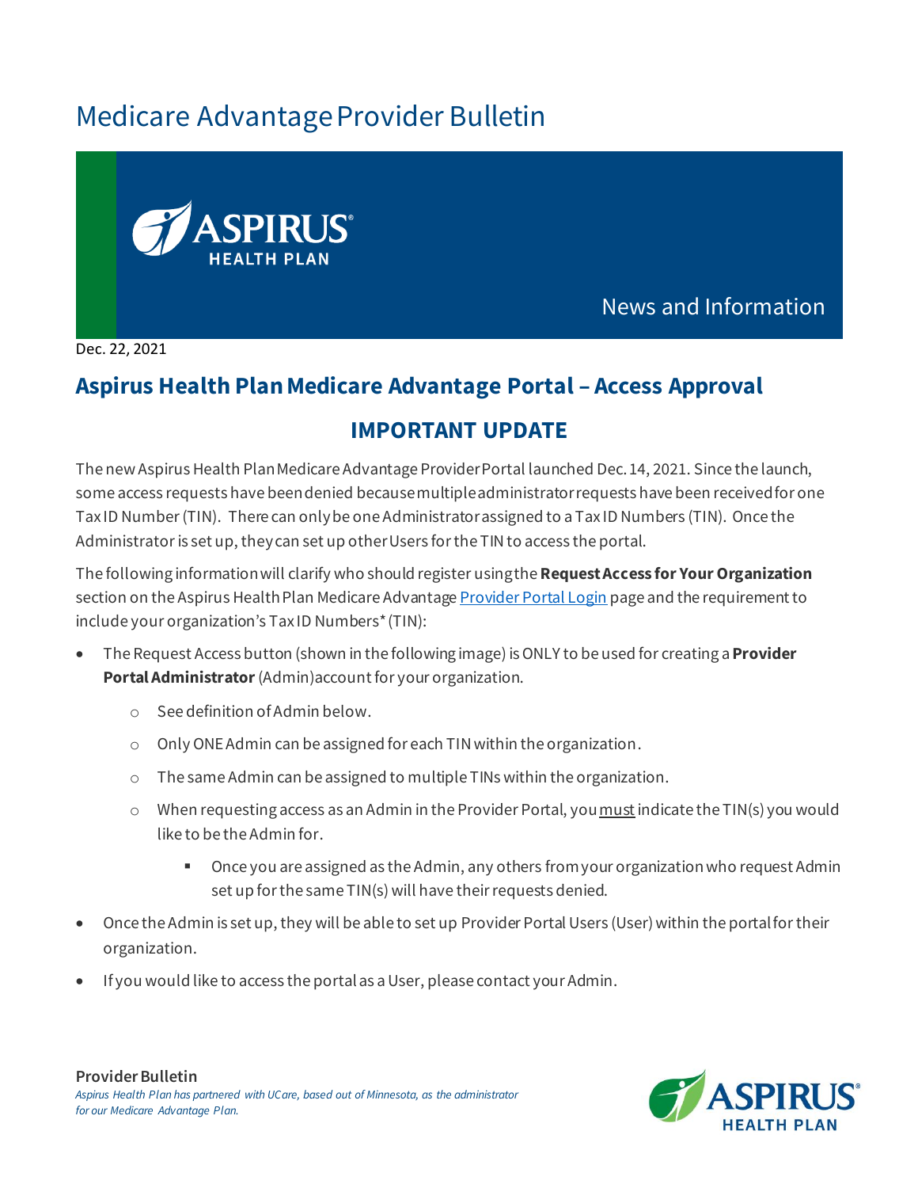# Medicare Advantage Provider Bulletin

News and Information

Dec. 22, 2021

## Aspirus Health Plan Medicare Advantage Portal – Access Approval

### IMPORTANT UPDATE

The new Aspirus Health Plan Medicare Advantage Provider Portal launched Dec. 14, 2021. Since the launch, some access requests have been denied because multiple administrator requests have been received for one Tax ID Number (TIN). There can only be one Administrator assigned to a Tax ID Numbers (TIN). Once the Administrator is set up, they can set up other Users for the TIN to access the portal.

The following information will clarify who should register using the **Request Access for Your Organization** section on the Aspirus Health Plan Medicare Advantage [Provider Portal Login]() page and the requirement to include your organization's Tax ID Numbers* (TIN):

- The Request Access button (shown in the following image) is ONLY to be used for creating a **Provider Portal Administrator** (Admin) account for your organization.
  - See definition of Admin below.
  - Only ONE Admin can be assigned for each TIN within the organization.
  - The same Admin can be assigned to multiple TINs within the organization.
  - When requesting access as an Admin in the Provider Portal, you <u>must</u> indicate the TIN(s) you would like to be the Admin for.
    - Once you are assigned as the Admin, any others from your organization who request Admin set up for the same TIN(s) will have their requests denied.
- Once the Admin is set up, they will be able to set up Provider Portal Users (User) within the portal for their organization.
- If you would like to access the portal as a User, please contact your Admin.

**Provider Bulletin**
*Aspirus Health Plan has partnered with UCare, based out of Minnesota, as the administrator for our Medicare Advantage Plan.*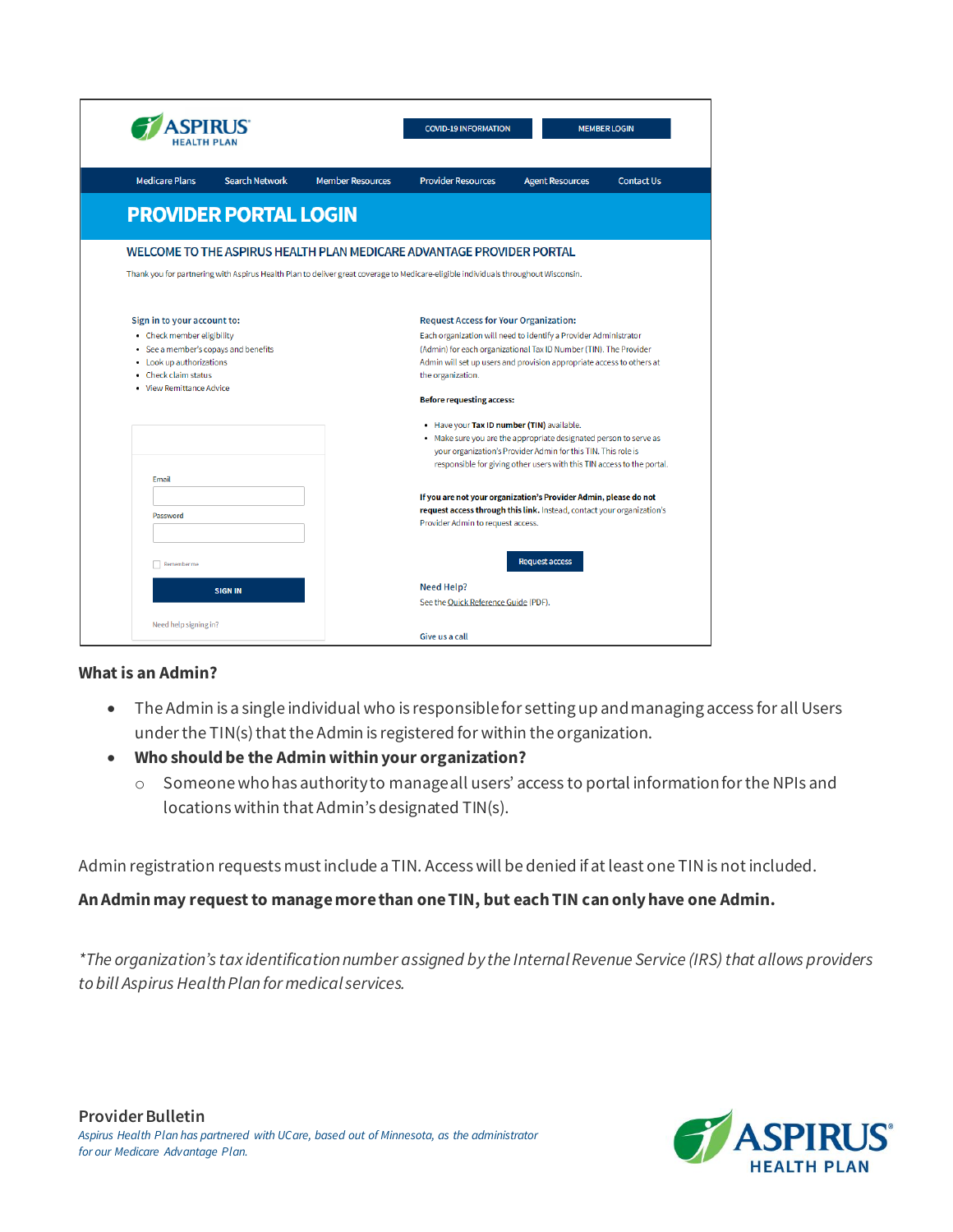ASPIRUS HEALTH PLAN

COVID-19 INFORMATION | MEMBER LOGIN

Medicare Plans | Search Network | Member Resources | Provider Resources | Agent Resources | Contact Us

# PROVIDER PORTAL LOGIN

## WELCOME TO THE ASPIRUS HEALTH PLAN MEDICARE ADVANTAGE PROVIDER PORTAL

Thank you for partnering with Aspirus Health Plan to deliver great coverage to Medicare-eligible individuals throughout Wisconsin.

**Sign in to your account to:**

- Check member eligibility
- See a member's copays and benefits
- Look up authorizations
- Check claim status
- View Remittance Advice

Email

Password

Remember me

SIGN IN

Need help signing in?

**Request Access for Your Organization:**

Each organization will need to identify a Provider Administrator (Admin) for each organizational Tax ID Number (TIN). The Provider Admin will set up users and provision appropriate access to others at the organization.

**Before requesting access:**

- Have your **Tax ID number (TIN)** available.
- Make sure you are the appropriate designated person to serve as your organization's Provider Admin for this TIN. This role is responsible for giving other users with this TIN access to the portal.

**If you are not your organization's Provider Admin, please do not request access through this link.** Instead, contact your organization's Provider Admin to request access.

Request access

Need Help?

See the Quick Reference Guide (PDF).

Give us a call

**What is an Admin?**

- The Admin is a single individual who is responsible for setting up and managing access for all Users under the TIN(s) that the Admin is registered for within the organization.
- **Who should be the Admin within your organization?**
  - Someone who has authority to manage all users' access to portal information for the NPIs and locations within that Admin's designated TIN(s).

Admin registration requests must include a TIN. Access will be denied if at least one TIN is not included.

**An Admin may request to manage more than one TIN, but each TIN can only have one Admin.**

*\*The organization's tax identification number assigned by the Internal Revenue Service (IRS) that allows providers to bill Aspirus Health Plan for medical services.*

**Provider Bulletin**

*Aspirus Health Plan has partnered with UCare, based out of Minnesota, as the administrator for our Medicare Advantage Plan.*